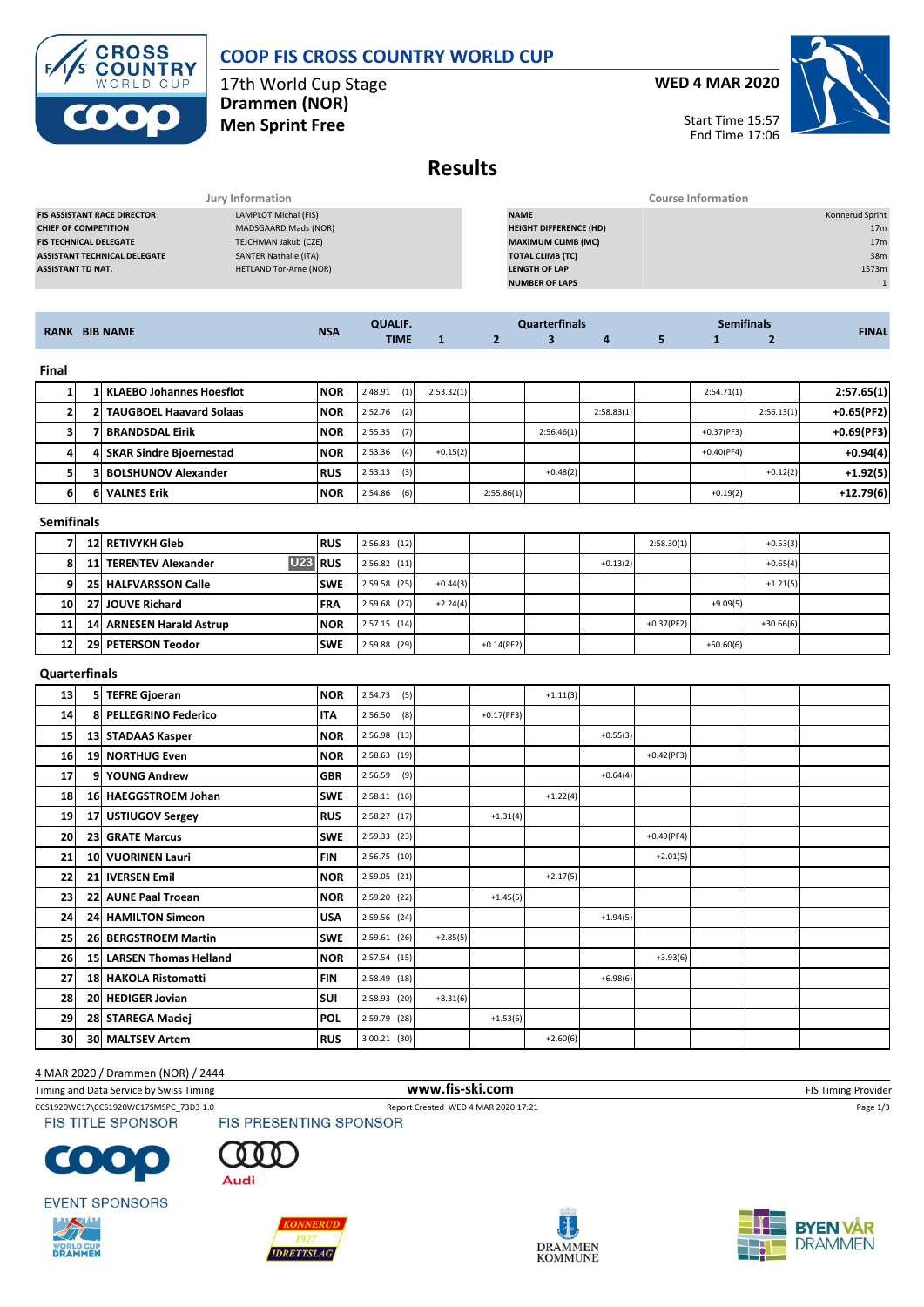# COOP FIS CROSS COUNTRY WORLD CUP

17th World Cup Stage
**Drammen (NOR)**
**Men Sprint Free**

**WED 4 MAR 2020**

Start Time 15:57
End Time 17:06

## Results

| Jury Information | |
|---|---|
| FIS ASSISTANT RACE DIRECTOR | LAMPLOT Michal (FIS) |
| CHIEF OF COMPETITION | MADSGAARD Mads (NOR) |
| FIS TECHNICAL DELEGATE | TEJCHMAN Jakub (CZE) |
| ASSISTANT TECHNICAL DELEGATE | SANTER Nathalie (ITA) |
| ASSISTANT TD NAT. | HETLAND Tor-Arne (NOR) |

| Course Information | |
|---|---|
| NAME | Konnerud Sprint |
| HEIGHT DIFFERENCE (HD) | 17m |
| MAXIMUM CLIMB (MC) | 17m |
| TOTAL CLIMB (TC) | 38m |
| LENGTH OF LAP | 1573m |
| NUMBER OF LAPS | 1 |

| RANK | BIB | NAME | NSA | QUALIF. TIME | Quarterfinals 1 | Quarterfinals 2 | Quarterfinals 3 | Quarterfinals 4 | Quarterfinals 5 | Semifinals 1 | Semifinals 2 | FINAL |
|---|---|---|---|---|---|---|---|---|---|---|---|---|
| **Final** | | | | | | | | | | | | |
| 1 | 1 | KLAEBO Johannes Hoesflot | NOR | 2:48.91 (1) | 2:53.32(1) | | | | | 2:54.71(1) | | 2:57.65(1) |
| 2 | 2 | TAUGBOEL Haavard Solaas | NOR | 2:52.76 (2) | | | | 2:58.83(1) | | | 2:56.13(1) | +0.65(PF2) |
| 3 | 7 | BRANDSDAL Eirik | NOR | 2:55.35 (7) | | | 2:56.46(1) | | | +0.37(PF3) | | +0.69(PF3) |
| 4 | 4 | SKAR Sindre Bjoernestad | NOR | 2:53.36 (4) | +0.15(2) | | | | | +0.40(PF4) | | +0.94(4) |
| 5 | 3 | BOLSHUNOV Alexander | RUS | 2:53.13 (3) | | | +0.48(2) | | | | +0.12(2) | +1.92(5) |
| 6 | 6 | VALNES Erik | NOR | 2:54.86 (6) | | 2:55.86(1) | | | | +0.19(2) | | +12.79(6) |
| **Semifinals** | | | | | | | | | | | | |
| 7 | 12 | RETIVYKH Gleb | RUS | 2:56.83 (12) | | | | | 2:58.30(1) | | +0.53(3) | |
| 8 | 11 | TERENTEV Alexander (U23) | RUS | 2:56.82 (11) | | | | +0.13(2) | | | +0.65(4) | |
| 9 | 25 | HALFVARSSON Calle | SWE | 2:59.58 (25) | +0.44(3) | | | | | | +1.21(5) | |
| 10 | 27 | JOUVE Richard | FRA | 2:59.68 (27) | +2.24(4) | | | | | +9.09(5) | | |
| 11 | 14 | ARNESEN Harald Astrup | NOR | 2:57.15 (14) | | | | | +0.37(PF2) | | +30.66(6) | |
| 12 | 29 | PETERSON Teodor | SWE | 2:59.88 (29) | | +0.14(PF2) | | | | +50.60(6) | | |
| **Quarterfinals** | | | | | | | | | | | | |
| 13 | 5 | TEFRE Gjoeran | NOR | 2:54.73 (5) | | | +1.11(3) | | | | | |
| 14 | 8 | PELLEGRINO Federico | ITA | 2:56.50 (8) | | +0.17(PF3) | | | | | | |
| 15 | 13 | STADAAS Kasper | NOR | 2:56.98 (13) | | | | +0.55(3) | | | | |
| 16 | 19 | NORTHUG Even | NOR | 2:58.63 (19) | | | | | +0.42(PF3) | | | |
| 17 | 9 | YOUNG Andrew | GBR | 2:56.59 (9) | | | | +0.64(4) | | | | |
| 18 | 16 | HAEGGSTROEM Johan | SWE | 2:58.11 (16) | | | +1.22(4) | | | | | |
| 19 | 17 | USTIUGOV Sergey | RUS | 2:58.27 (17) | | +1.31(4) | | | | | | |
| 20 | 23 | GRATE Marcus | SWE | 2:59.33 (23) | | | | | +0.49(PF4) | | | |
| 21 | 10 | VUORINEN Lauri | FIN | 2:56.75 (10) | | | | | +2.01(5) | | | |
| 22 | 21 | IVERSEN Emil | NOR | 2:59.05 (21) | | | +2.17(5) | | | | | |
| 23 | 22 | AUNE Paal Troean | NOR | 2:59.20 (22) | | +1.45(5) | | | | | | |
| 24 | 24 | HAMILTON Simeon | USA | 2:59.56 (24) | | | | +1.94(5) | | | | |
| 25 | 26 | BERGSTROEM Martin | SWE | 2:59.61 (26) | +2.85(5) | | | | | | | |
| 26 | 15 | LARSEN Thomas Helland | NOR | 2:57.54 (15) | | | | | +3.93(6) | | | |
| 27 | 18 | HAKOLA Ristomatti | FIN | 2:58.49 (18) | | | | +6.98(6) | | | | |
| 28 | 20 | HEDIGER Jovian | SUI | 2:58.93 (20) | +8.31(6) | | | | | | | |
| 29 | 28 | STAREGA Maciej | POL | 2:59.79 (28) | | +1.53(6) | | | | | | |
| 30 | 30 | MALTSEV Artem | RUS | 3:00.21 (30) | | | +2.60(6) | | | | | |

4 MAR 2020 / Drammen (NOR) / 2444

Timing and Data Service by Swiss Timing | www.fis-ski.com | FIS Timing Provider

CCS1920WC17\CCS1920WC17SMSPC_73D3 1.0 | Report Created WED 4 MAR 2020 17:21

FIS TITLE SPONSOR | FIS PRESENTING SPONSOR

EVENT SPONSORS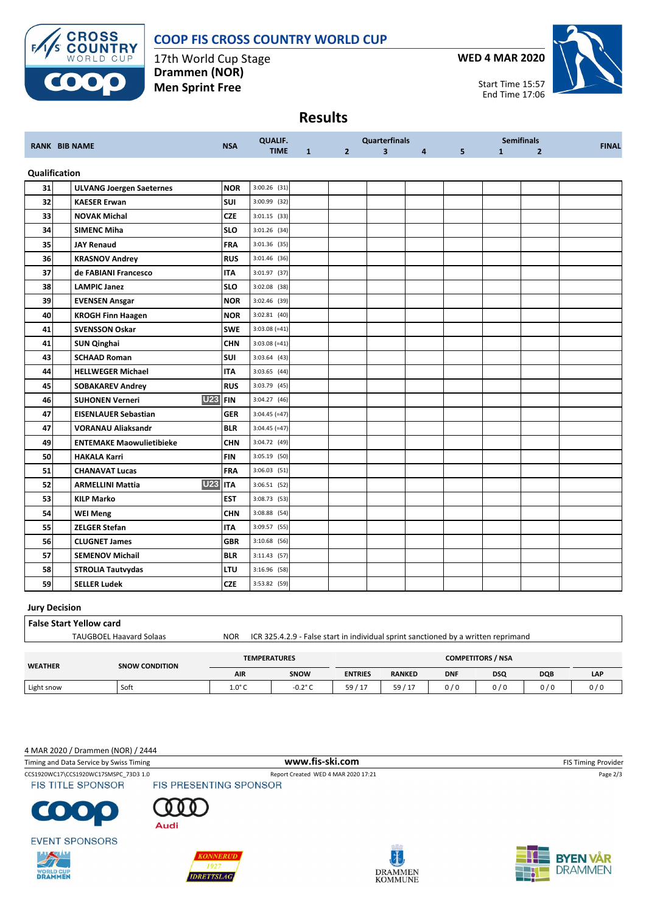# COOP FIS CROSS COUNTRY WORLD CUP

17th World Cup Stage
**Drammen (NOR)**
**Men Sprint Free**

**WED 4 MAR 2020**

Start Time 15:57
End Time 17:06

## Results

| RANK | BIB | NAME | | NSA | QUALIF. TIME | Quarterfinals 1 | 2 | 3 | 4 | 5 | Semifinals 1 | 2 | FINAL |
|---|---|---|---|---|---|---|---|---|---|---|---|---|---|
| **Qualification** | | | | | | | | | | | | | |
| 31 | | ULVANG Joergen Saeternes | | NOR | 3:00.26 (31) | | | | | | | | |
| 32 | | KAESER Erwan | | SUI | 3:00.99 (32) | | | | | | | | |
| 33 | | NOVAK Michal | | CZE | 3:01.15 (33) | | | | | | | | |
| 34 | | SIMENC Miha | | SLO | 3:01.26 (34) | | | | | | | | |
| 35 | | JAY Renaud | | FRA | 3:01.36 (35) | | | | | | | | |
| 36 | | KRASNOV Andrey | | RUS | 3:01.46 (36) | | | | | | | | |
| 37 | | de FABIANI Francesco | | ITA | 3:01.97 (37) | | | | | | | | |
| 38 | | LAMPIC Janez | | SLO | 3:02.08 (38) | | | | | | | | |
| 39 | | EVENSEN Ansgar | | NOR | 3:02.46 (39) | | | | | | | | |
| 40 | | KROGH Finn Haagen | | NOR | 3:02.81 (40) | | | | | | | | |
| 41 | | SVENSSON Oskar | | SWE | 3:03.08 (=41) | | | | | | | | |
| 41 | | SUN Qinghai | | CHN | 3:03.08 (=41) | | | | | | | | |
| 43 | | SCHAAD Roman | | SUI | 3:03.64 (43) | | | | | | | | |
| 44 | | HELLWEGER Michael | | ITA | 3:03.65 (44) | | | | | | | | |
| 45 | | SOBAKAREV Andrey | | RUS | 3:03.79 (45) | | | | | | | | |
| 46 | | SUHONEN Verneri | U23 | FIN | 3:04.27 (46) | | | | | | | | |
| 47 | | EISENLAUER Sebastian | | GER | 3:04.45 (=47) | | | | | | | | |
| 47 | | VORANAU Aliaksandr | | BLR | 3:04.45 (=47) | | | | | | | | |
| 49 | | ENTEMAKE Maowulietibieke | | CHN | 3:04.72 (49) | | | | | | | | |
| 50 | | HAKALA Karri | | FIN | 3:05.19 (50) | | | | | | | | |
| 51 | | CHANAVAT Lucas | | FRA | 3:06.03 (51) | | | | | | | | |
| 52 | | ARMELLINI Mattia | U23 | ITA | 3:06.51 (52) | | | | | | | | |
| 53 | | KILP Marko | | EST | 3:08.73 (53) | | | | | | | | |
| 54 | | WEI Meng | | CHN | 3:08.88 (54) | | | | | | | | |
| 55 | | ZELGER Stefan | | ITA | 3:09.57 (55) | | | | | | | | |
| 56 | | CLUGNET James | | GBR | 3:10.68 (56) | | | | | | | | |
| 57 | | SEMENOV Michail | | BLR | 3:11.43 (57) | | | | | | | | |
| 58 | | STROLIA Tautvydas | | LTU | 3:16.96 (58) | | | | | | | | |
| 59 | | SELLER Ludek | | CZE | 3:53.82 (59) | | | | | | | | |

### Jury Decision

**False Start Yellow card**

| | | |
|---|---|---|
| TAUGBOEL Haavard Solaas | NOR | ICR 325.4.2.9 - False start in individual sprint sanctioned by a written reprimand |

| WEATHER | SNOW CONDITION | TEMPERATURES AIR | TEMPERATURES SNOW | COMPETITORS / NSA ENTRIES | RANKED | DNF | DSQ | DQB | LAP |
|---|---|---|---|---|---|---|---|---|---|
| Light snow | Soft | 1.0° C | -0.2° C | 59 / 17 | 59 / 17 | 0 / 0 | 0 / 0 | 0 / 0 | 0 / 0 |

4 MAR 2020 / Drammen (NOR) / 2444

Timing and Data Service by Swiss Timing — www.fis-ski.com — FIS Timing Provider

CCS1920WC17\CCS1920WC17SMSPC_73D3 1.0 — Report Created WED 4 MAR 2020 17:21

FIS TITLE SPONSOR — FIS PRESENTING SPONSOR — EVENT SPONSORS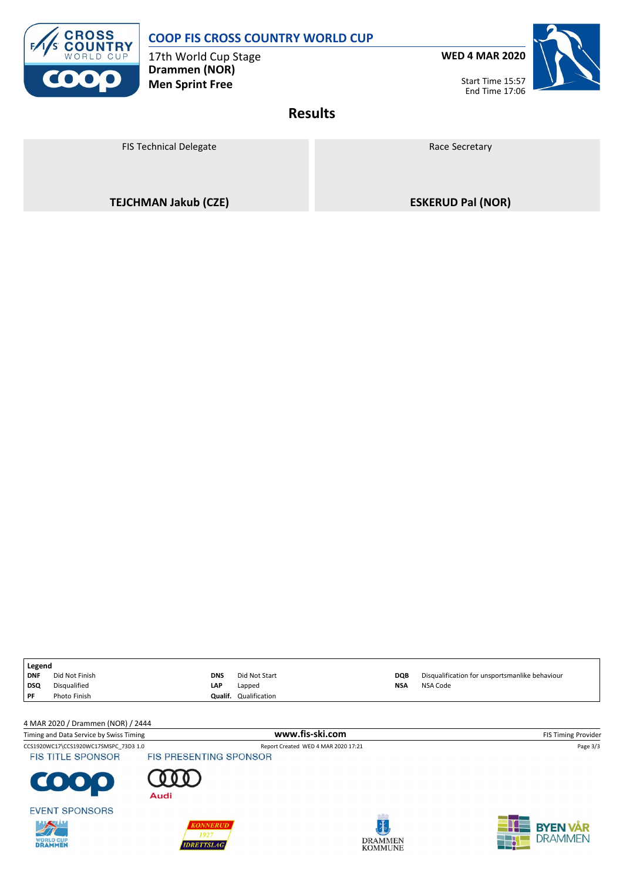# COOP FIS CROSS COUNTRY WORLD CUP

17th World Cup Stage
**Drammen (NOR)**
**Men Sprint Free**

**WED 4 MAR 2020**

Start Time 15:57
End Time 17:06

## Results

| FIS Technical Delegate | Race Secretary |
| --- | --- |
| **TEJCHMAN Jakub (CZE)** | **ESKERUD Pal (NOR)** |

**Legend**

| | | | | | |
| --- | --- | --- | --- | --- | --- |
| **DNF** | Did Not Finish | **DNS** | Did Not Start | **DQB** | Disqualification for unsportsmanlike behaviour |
| **DSQ** | Disqualified | **LAP** | Lapped | **NSA** | NSA Code |
| **PF** | Photo Finish | **Qualif.** | Qualification | | |

4 MAR 2020 / Drammen (NOR) / 2444

Timing and Data Service by Swiss Timing — www.fis-ski.com — FIS Timing Provider

CCS1920WC17\CCS1920WC17SMSPC_73D3 1.0 — Report Created WED 4 MAR 2020 17:21

FIS TITLE SPONSOR — FIS PRESENTING SPONSOR

EVENT SPONSORS